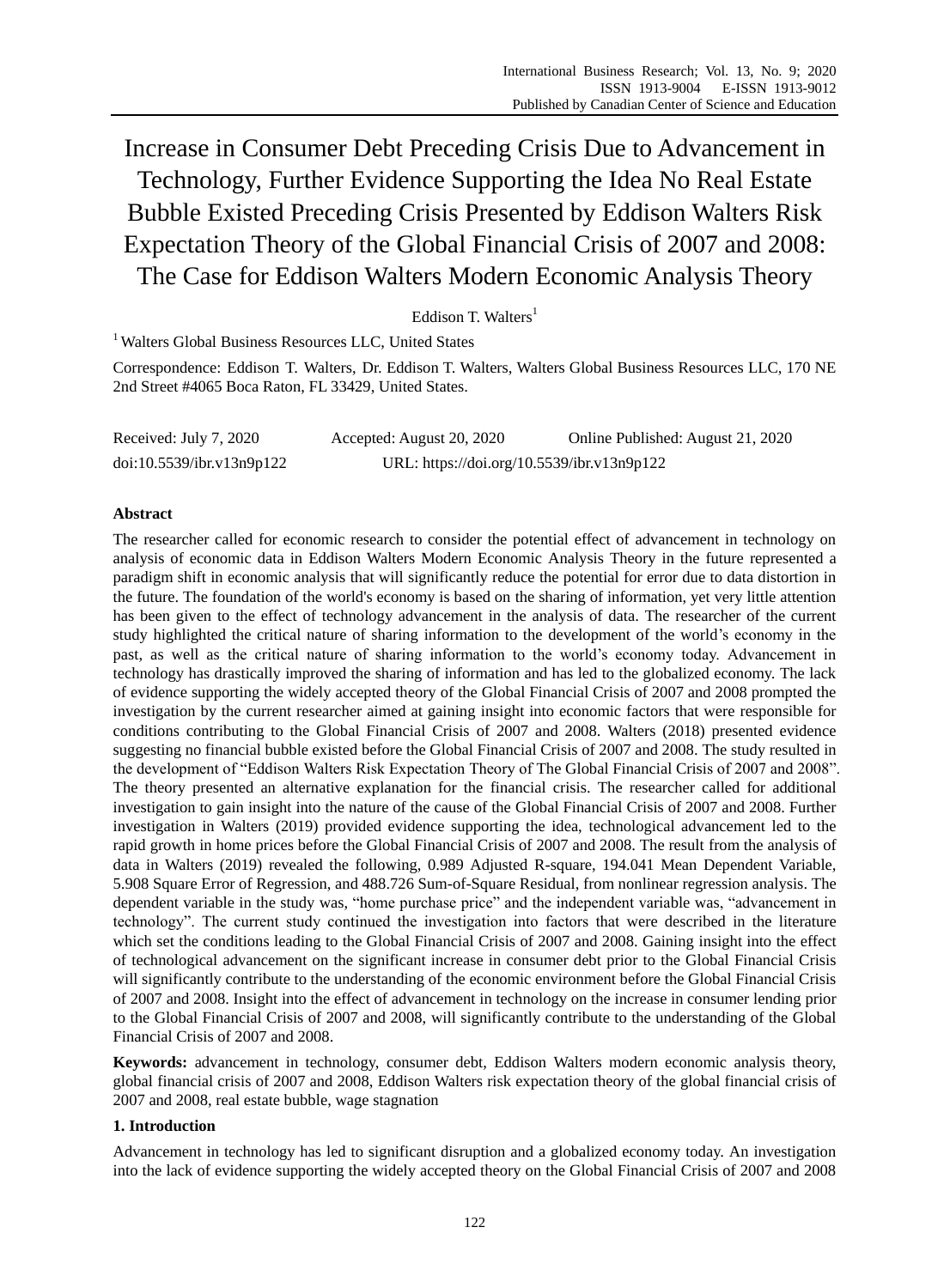# Increase in Consumer Debt Preceding Crisis Due to Advancement in Technology, Further Evidence Supporting the Idea No Real Estate Bubble Existed Preceding Crisis Presented by Eddison Walters Risk Expectation Theory of the Global Financial Crisis of 2007 and 2008: The Case for Eddison Walters Modern Economic Analysis Theory

Eddison T. Walters[1]

[1] Walters Global Business Resources LLC, United States

Correspondence: Eddison T. Walters, Dr. Eddison T. Walters, Walters Global Business Resources LLC, 170 NE 2nd Street #4065 Boca Raton, FL 33429, United States.

Received: July 7, 2020 Accepted: August 20, 2020 Online Published: August 21, 2020

doi:10.5539/ibr.v13n9p122 URL: https://doi.org/10.5539/ibr.v13n9p122

## Abstract

The researcher called for economic research to consider the potential effect of advancement in technology on analysis of economic data in Eddison Walters Modern Economic Analysis Theory in the future represented a paradigm shift in economic analysis that will significantly reduce the potential for error due to data distortion in the future. The foundation of the world's economy is based on the sharing of information, yet very little attention has been given to the effect of technology advancement in the analysis of data. The researcher of the current study highlighted the critical nature of sharing information to the development of the world's economy in the past, as well as the critical nature of sharing information to the world's economy today. Advancement in technology has drastically improved the sharing of information and has led to the globalized economy. The lack of evidence supporting the widely accepted theory of the Global Financial Crisis of 2007 and 2008 prompted the investigation by the current researcher aimed at gaining insight into economic factors that were responsible for conditions contributing to the Global Financial Crisis of 2007 and 2008. Walters (2018) presented evidence suggesting no financial bubble existed before the Global Financial Crisis of 2007 and 2008. The study resulted in the development of "Eddison Walters Risk Expectation Theory of The Global Financial Crisis of 2007 and 2008". The theory presented an alternative explanation for the financial crisis. The researcher called for additional investigation to gain insight into the nature of the cause of the Global Financial Crisis of 2007 and 2008. Further investigation in Walters (2019) provided evidence supporting the idea, technological advancement led to the rapid growth in home prices before the Global Financial Crisis of 2007 and 2008. The result from the analysis of data in Walters (2019) revealed the following, 0.989 Adjusted R-square, 194.041 Mean Dependent Variable, 5.908 Square Error of Regression, and 488.726 Sum-of-Square Residual, from nonlinear regression analysis. The dependent variable in the study was, "home purchase price" and the independent variable was, "advancement in technology". The current study continued the investigation into factors that were described in the literature which set the conditions leading to the Global Financial Crisis of 2007 and 2008. Gaining insight into the effect of technological advancement on the significant increase in consumer debt prior to the Global Financial Crisis will significantly contribute to the understanding of the economic environment before the Global Financial Crisis of 2007 and 2008. Insight into the effect of advancement in technology on the increase in consumer lending prior to the Global Financial Crisis of 2007 and 2008, will significantly contribute to the understanding of the Global Financial Crisis of 2007 and 2008.

**Keywords:** advancement in technology, consumer debt, Eddison Walters modern economic analysis theory, global financial crisis of 2007 and 2008, Eddison Walters risk expectation theory of the global financial crisis of 2007 and 2008, real estate bubble, wage stagnation

## 1. Introduction

Advancement in technology has led to significant disruption and a globalized economy today. An investigation into the lack of evidence supporting the widely accepted theory on the Global Financial Crisis of 2007 and 2008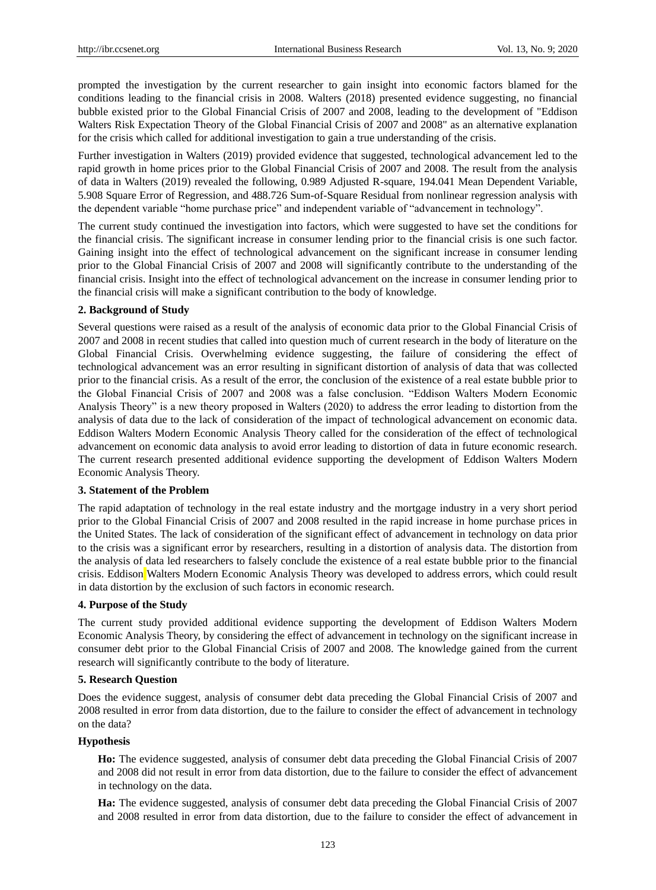prompted the investigation by the current researcher to gain insight into economic factors blamed for the conditions leading to the financial crisis in 2008. Walters (2018) presented evidence suggesting, no financial bubble existed prior to the Global Financial Crisis of 2007 and 2008, leading to the development of "Eddison Walters Risk Expectation Theory of the Global Financial Crisis of 2007 and 2008" as an alternative explanation for the crisis which called for additional investigation to gain a true understanding of the crisis.

Further investigation in Walters (2019) provided evidence that suggested, technological advancement led to the rapid growth in home prices prior to the Global Financial Crisis of 2007 and 2008. The result from the analysis of data in Walters (2019) revealed the following, 0.989 Adjusted R-square, 194.041 Mean Dependent Variable, 5.908 Square Error of Regression, and 488.726 Sum-of-Square Residual from nonlinear regression analysis with the dependent variable "home purchase price" and independent variable of "advancement in technology".

The current study continued the investigation into factors, which were suggested to have set the conditions for the financial crisis. The significant increase in consumer lending prior to the financial crisis is one such factor. Gaining insight into the effect of technological advancement on the significant increase in consumer lending prior to the Global Financial Crisis of 2007 and 2008 will significantly contribute to the understanding of the financial crisis. Insight into the effect of technological advancement on the increase in consumer lending prior to the financial crisis will make a significant contribution to the body of knowledge.

## 2. Background of Study

Several questions were raised as a result of the analysis of economic data prior to the Global Financial Crisis of 2007 and 2008 in recent studies that called into question much of current research in the body of literature on the Global Financial Crisis. Overwhelming evidence suggesting, the failure of considering the effect of technological advancement was an error resulting in significant distortion of analysis of data that was collected prior to the financial crisis. As a result of the error, the conclusion of the existence of a real estate bubble prior to the Global Financial Crisis of 2007 and 2008 was a false conclusion. "Eddison Walters Modern Economic Analysis Theory" is a new theory proposed in Walters (2020) to address the error leading to distortion from the analysis of data due to the lack of consideration of the impact of technological advancement on economic data. Eddison Walters Modern Economic Analysis Theory called for the consideration of the effect of technological advancement on economic data analysis to avoid error leading to distortion of data in future economic research. The current research presented additional evidence supporting the development of Eddison Walters Modern Economic Analysis Theory.

## 3. Statement of the Problem

The rapid adaptation of technology in the real estate industry and the mortgage industry in a very short period prior to the Global Financial Crisis of 2007 and 2008 resulted in the rapid increase in home purchase prices in the United States. The lack of consideration of the significant effect of advancement in technology on data prior to the crisis was a significant error by researchers, resulting in a distortion of analysis data. The distortion from the analysis of data led researchers to falsely conclude the existence of a real estate bubble prior to the financial crisis. Eddison Walters Modern Economic Analysis Theory was developed to address errors, which could result in data distortion by the exclusion of such factors in economic research.

## 4. Purpose of the Study

The current study provided additional evidence supporting the development of Eddison Walters Modern Economic Analysis Theory, by considering the effect of advancement in technology on the significant increase in consumer debt prior to the Global Financial Crisis of 2007 and 2008. The knowledge gained from the current research will significantly contribute to the body of literature.

## 5. Research Question

Does the evidence suggest, analysis of consumer debt data preceding the Global Financial Crisis of 2007 and 2008 resulted in error from data distortion, due to the failure to consider the effect of advancement in technology on the data?

### Hypothesis

**Ho:** The evidence suggested, analysis of consumer debt data preceding the Global Financial Crisis of 2007 and 2008 did not result in error from data distortion, due to the failure to consider the effect of advancement in technology on the data.

**Ha:** The evidence suggested, analysis of consumer debt data preceding the Global Financial Crisis of 2007 and 2008 resulted in error from data distortion, due to the failure to consider the effect of advancement in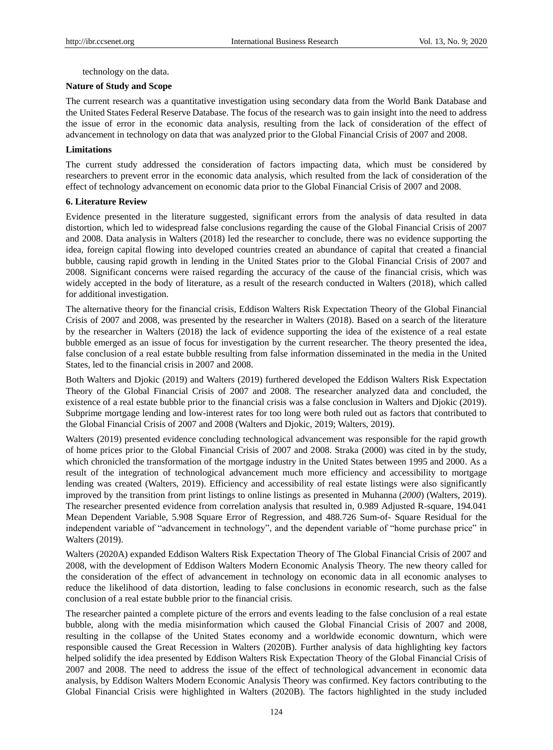technology on the data.

**Nature of Study and Scope**

The current research was a quantitative investigation using secondary data from the World Bank Database and the United States Federal Reserve Database. The focus of the research was to gain insight into the need to address the issue of error in the economic data analysis, resulting from the lack of consideration of the effect of advancement in technology on data that was analyzed prior to the Global Financial Crisis of 2007 and 2008.

**Limitations**

The current study addressed the consideration of factors impacting data, which must be considered by researchers to prevent error in the economic data analysis, which resulted from the lack of consideration of the effect of technology advancement on economic data prior to the Global Financial Crisis of 2007 and 2008.

## 6. Literature Review

Evidence presented in the literature suggested, significant errors from the analysis of data resulted in data distortion, which led to widespread false conclusions regarding the cause of the Global Financial Crisis of 2007 and 2008. Data analysis in Walters (2018) led the researcher to conclude, there was no evidence supporting the idea, foreign capital flowing into developed countries created an abundance of capital that created a financial bubble, causing rapid growth in lending in the United States prior to the Global Financial Crisis of 2007 and 2008. Significant concerns were raised regarding the accuracy of the cause of the financial crisis, which was widely accepted in the body of literature, as a result of the research conducted in Walters (2018), which called for additional investigation.

The alternative theory for the financial crisis, Eddison Walters Risk Expectation Theory of the Global Financial Crisis of 2007 and 2008, was presented by the researcher in Walters (2018). Based on a search of the literature by the researcher in Walters (2018) the lack of evidence supporting the idea of the existence of a real estate bubble emerged as an issue of focus for investigation by the current researcher. The theory presented the idea, false conclusion of a real estate bubble resulting from false information disseminated in the media in the United States, led to the financial crisis in 2007 and 2008.

Both Walters and Djokic (2019) and Walters (2019) furthered developed the Eddison Walters Risk Expectation Theory of the Global Financial Crisis of 2007 and 2008. The researcher analyzed data and concluded, the existence of a real estate bubble prior to the financial crisis was a false conclusion in Walters and Djokic (2019). Subprime mortgage lending and low-interest rates for too long were both ruled out as factors that contributed to the Global Financial Crisis of 2007 and 2008 (Walters and Djokic, 2019; Walters, 2019).

Walters (2019) presented evidence concluding technological advancement was responsible for the rapid growth of home prices prior to the Global Financial Crisis of 2007 and 2008. Straka (2000) was cited in by the study, which chronicled the transformation of the mortgage industry in the United States between 1995 and 2000. As a result of the integration of technological advancement much more efficiency and accessibility to mortgage lending was created (Walters, 2019). Efficiency and accessibility of real estate listings were also significantly improved by the transition from print listings to online listings as presented in Muhanna (*2000*) (Walters, 2019). The researcher presented evidence from correlation analysis that resulted in, 0.989 Adjusted R-square, 194.041 Mean Dependent Variable, 5.908 Square Error of Regression, and 488.726 Sum-of- Square Residual for the independent variable of "advancement in technology", and the dependent variable of "home purchase price" in Walters (2019).

Walters (2020A) expanded Eddison Walters Risk Expectation Theory of The Global Financial Crisis of 2007 and 2008, with the development of Eddison Walters Modern Economic Analysis Theory. The new theory called for the consideration of the effect of advancement in technology on economic data in all economic analyses to reduce the likelihood of data distortion, leading to false conclusions in economic research, such as the false conclusion of a real estate bubble prior to the financial crisis.

The researcher painted a complete picture of the errors and events leading to the false conclusion of a real estate bubble, along with the media misinformation which caused the Global Financial Crisis of 2007 and 2008, resulting in the collapse of the United States economy and a worldwide economic downturn, which were responsible caused the Great Recession in Walters (2020B). Further analysis of data highlighting key factors helped solidify the idea presented by Eddison Walters Risk Expectation Theory of the Global Financial Crisis of 2007 and 2008. The need to address the issue of the effect of technological advancement in economic data analysis, by Eddison Walters Modern Economic Analysis Theory was confirmed. Key factors contributing to the Global Financial Crisis were highlighted in Walters (2020B). The factors highlighted in the study included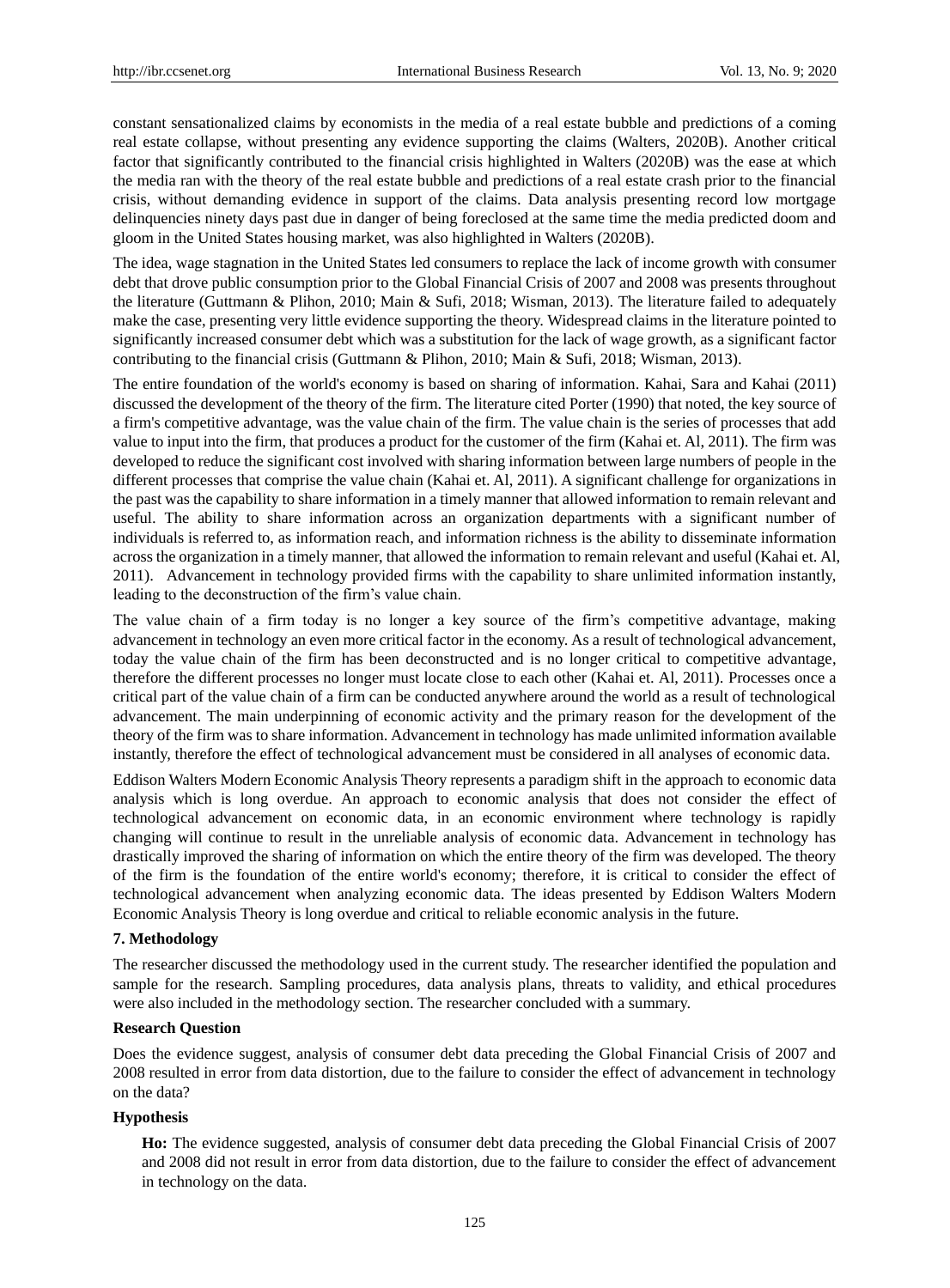constant sensationalized claims by economists in the media of a real estate bubble and predictions of a coming real estate collapse, without presenting any evidence supporting the claims (Walters, 2020B). Another critical factor that significantly contributed to the financial crisis highlighted in Walters (2020B) was the ease at which the media ran with the theory of the real estate bubble and predictions of a real estate crash prior to the financial crisis, without demanding evidence in support of the claims. Data analysis presenting record low mortgage delinquencies ninety days past due in danger of being foreclosed at the same time the media predicted doom and gloom in the United States housing market, was also highlighted in Walters (2020B).

The idea, wage stagnation in the United States led consumers to replace the lack of income growth with consumer debt that drove public consumption prior to the Global Financial Crisis of 2007 and 2008 was presents throughout the literature (Guttmann & Plihon, 2010; Main & Sufi, 2018; Wisman, 2013). The literature failed to adequately make the case, presenting very little evidence supporting the theory. Widespread claims in the literature pointed to significantly increased consumer debt which was a substitution for the lack of wage growth, as a significant factor contributing to the financial crisis (Guttmann & Plihon, 2010; Main & Sufi, 2018; Wisman, 2013).

The entire foundation of the world's economy is based on sharing of information. Kahai, Sara and Kahai (2011) discussed the development of the theory of the firm. The literature cited Porter (1990) that noted, the key source of a firm's competitive advantage, was the value chain of the firm. The value chain is the series of processes that add value to input into the firm, that produces a product for the customer of the firm (Kahai et. Al, 2011). The firm was developed to reduce the significant cost involved with sharing information between large numbers of people in the different processes that comprise the value chain (Kahai et. Al, 2011). A significant challenge for organizations in the past was the capability to share information in a timely manner that allowed information to remain relevant and useful. The ability to share information across an organization departments with a significant number of individuals is referred to, as information reach, and information richness is the ability to disseminate information across the organization in a timely manner, that allowed the information to remain relevant and useful (Kahai et. Al, 2011). Advancement in technology provided firms with the capability to share unlimited information instantly, leading to the deconstruction of the firm's value chain.

The value chain of a firm today is no longer a key source of the firm's competitive advantage, making advancement in technology an even more critical factor in the economy. As a result of technological advancement, today the value chain of the firm has been deconstructed and is no longer critical to competitive advantage, therefore the different processes no longer must locate close to each other (Kahai et. Al, 2011). Processes once a critical part of the value chain of a firm can be conducted anywhere around the world as a result of technological advancement. The main underpinning of economic activity and the primary reason for the development of the theory of the firm was to share information. Advancement in technology has made unlimited information available instantly, therefore the effect of technological advancement must be considered in all analyses of economic data.

Eddison Walters Modern Economic Analysis Theory represents a paradigm shift in the approach to economic data analysis which is long overdue. An approach to economic analysis that does not consider the effect of technological advancement on economic data, in an economic environment where technology is rapidly changing will continue to result in the unreliable analysis of economic data. Advancement in technology has drastically improved the sharing of information on which the entire theory of the firm was developed. The theory of the firm is the foundation of the entire world's economy; therefore, it is critical to consider the effect of technological advancement when analyzing economic data. The ideas presented by Eddison Walters Modern Economic Analysis Theory is long overdue and critical to reliable economic analysis in the future.

## 7. Methodology

The researcher discussed the methodology used in the current study. The researcher identified the population and sample for the research. Sampling procedures, data analysis plans, threats to validity, and ethical procedures were also included in the methodology section. The researcher concluded with a summary.

### Research Question

Does the evidence suggest, analysis of consumer debt data preceding the Global Financial Crisis of 2007 and 2008 resulted in error from data distortion, due to the failure to consider the effect of advancement in technology on the data?

### Hypothesis

**Ho:** The evidence suggested, analysis of consumer debt data preceding the Global Financial Crisis of 2007 and 2008 did not result in error from data distortion, due to the failure to consider the effect of advancement in technology on the data.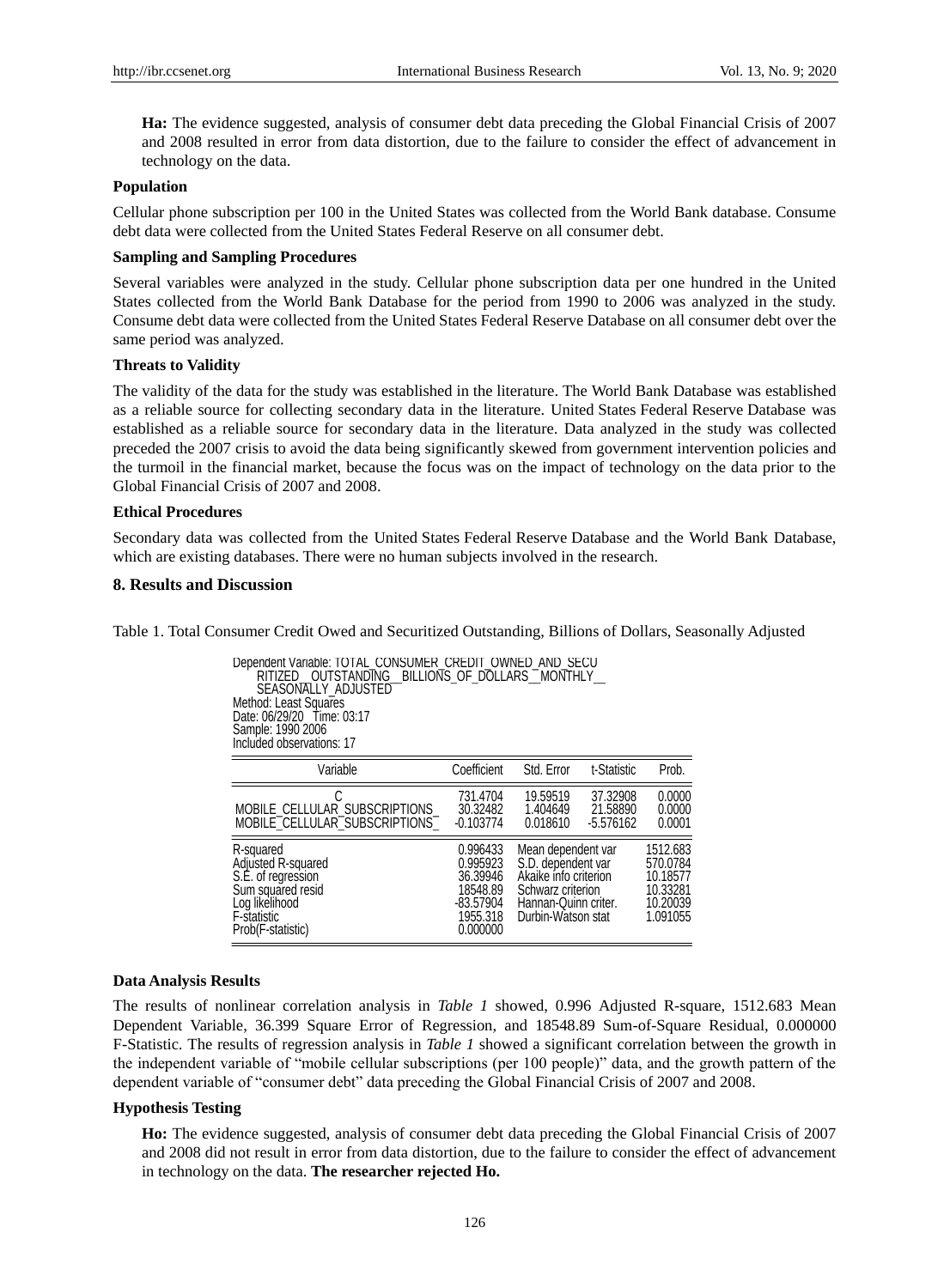**Ha:** The evidence suggested, analysis of consumer debt data preceding the Global Financial Crisis of 2007 and 2008 resulted in error from data distortion, due to the failure to consider the effect of advancement in technology on the data.

**Population**

Cellular phone subscription per 100 in the United States was collected from the World Bank database. Consume debt data were collected from the United States Federal Reserve on all consumer debt.

**Sampling and Sampling Procedures**

Several variables were analyzed in the study. Cellular phone subscription data per one hundred in the United States collected from the World Bank Database for the period from 1990 to 2006 was analyzed in the study. Consume debt data were collected from the United States Federal Reserve Database on all consumer debt over the same period was analyzed.

**Threats to Validity**

The validity of the data for the study was established in the literature. The World Bank Database was established as a reliable source for collecting secondary data in the literature. United States Federal Reserve Database was established as a reliable source for secondary data in the literature. Data analyzed in the study was collected preceded the 2007 crisis to avoid the data being significantly skewed from government intervention policies and the turmoil in the financial market, because the focus was on the impact of technology on the data prior to the Global Financial Crisis of 2007 and 2008.

**Ethical Procedures**

Secondary data was collected from the United States Federal Reserve Database and the World Bank Database, which are existing databases. There were no human subjects involved in the research.

## 8. Results and Discussion

Table 1. Total Consumer Credit Owed and Securitized Outstanding, Billions of Dollars, Seasonally Adjusted

Dependent Variable: TOTAL_CONSUMER_CREDIT_OWNED_AND_SECURITIZED__OUTSTANDING__BILLIONS_OF_DOLLARS__MONTHLY__SEASONALLY_ADJUSTED
Method: Least Squares
Date: 06/29/20 Time: 03:17
Sample: 1990 2006
Included observations: 17

| Variable | Coefficient | Std. Error | t-Statistic | Prob. |
|---|---|---|---|---|
| C | 731.4704 | 19.59519 | 37.32908 | 0.0000 |
| MOBILE_CELLULAR_SUBSCRIPTIONS_ | 30.32482 | 1.404649 | 21.58890 | 0.0000 |
| MOBILE_CELLULAR_SUBSCRIPTIONS_ | -0.103774 | 0.018610 | -5.576162 | 0.0001 |

| | | | |
|---|---|---|---|
| R-squared | 0.996433 | Mean dependent var | 1512.683 |
| Adjusted R-squared | 0.995923 | S.D. dependent var | 570.0784 |
| S.E. of regression | 36.39946 | Akaike info criterion | 10.18577 |
| Sum squared resid | 18548.89 | Schwarz criterion | 10.33281 |
| Log likelihood | -83.57904 | Hannan-Quinn criter. | 10.20039 |
| F-statistic | 1955.318 | Durbin-Watson stat | 1.091055 |
| Prob(F-statistic) | 0.000000 | | |

**Data Analysis Results**

The results of nonlinear correlation analysis in *Table 1* showed, 0.996 Adjusted R-square, 1512.683 Mean Dependent Variable, 36.399 Square Error of Regression, and 18548.89 Sum-of-Square Residual, 0.000000 F-Statistic. The results of regression analysis in *Table 1* showed a significant correlation between the growth in the independent variable of "mobile cellular subscriptions (per 100 people)" data, and the growth pattern of the dependent variable of "consumer debt" data preceding the Global Financial Crisis of 2007 and 2008.

**Hypothesis Testing**

**Ho:** The evidence suggested, analysis of consumer debt data preceding the Global Financial Crisis of 2007 and 2008 did not result in error from data distortion, due to the failure to consider the effect of advancement in technology on the data. **The researcher rejected Ho.**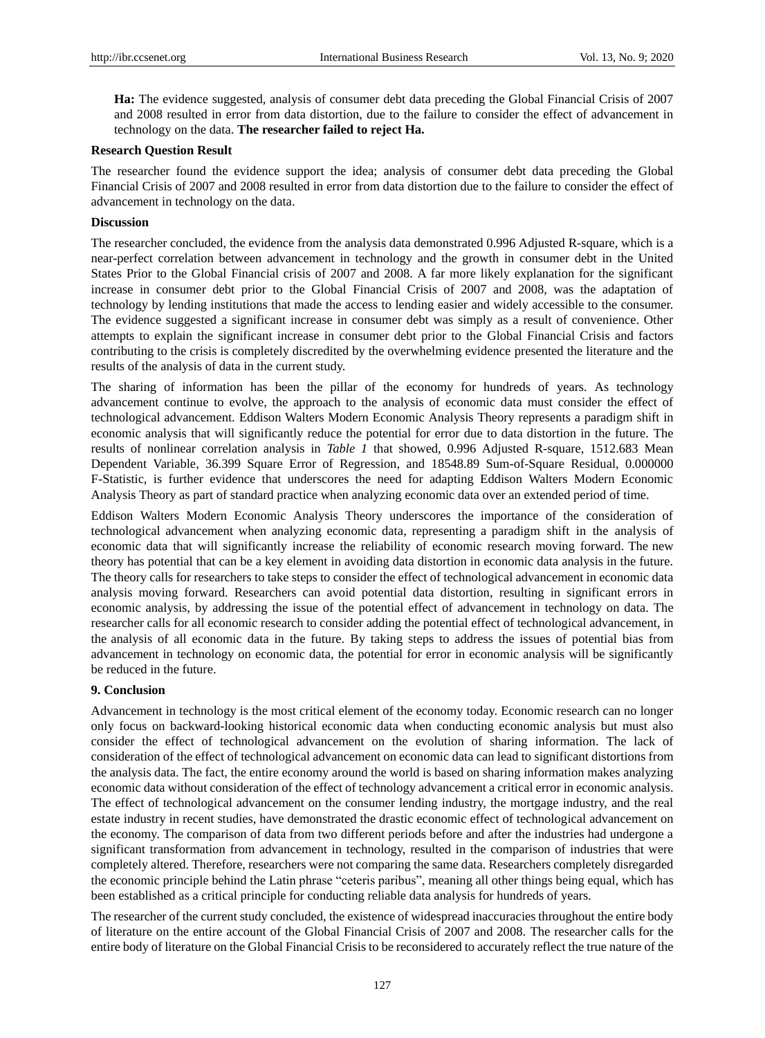**Ha:** The evidence suggested, analysis of consumer debt data preceding the Global Financial Crisis of 2007 and 2008 resulted in error from data distortion, due to the failure to consider the effect of advancement in technology on the data. **The researcher failed to reject Ha.**

**Research Question Result**

The researcher found the evidence support the idea; analysis of consumer debt data preceding the Global Financial Crisis of 2007 and 2008 resulted in error from data distortion due to the failure to consider the effect of advancement in technology on the data.

**Discussion**

The researcher concluded, the evidence from the analysis data demonstrated 0.996 Adjusted R-square, which is a near-perfect correlation between advancement in technology and the growth in consumer debt in the United States Prior to the Global Financial crisis of 2007 and 2008. A far more likely explanation for the significant increase in consumer debt prior to the Global Financial Crisis of 2007 and 2008, was the adaptation of technology by lending institutions that made the access to lending easier and widely accessible to the consumer. The evidence suggested a significant increase in consumer debt was simply as a result of convenience. Other attempts to explain the significant increase in consumer debt prior to the Global Financial Crisis and factors contributing to the crisis is completely discredited by the overwhelming evidence presented the literature and the results of the analysis of data in the current study.

The sharing of information has been the pillar of the economy for hundreds of years. As technology advancement continue to evolve, the approach to the analysis of economic data must consider the effect of technological advancement. Eddison Walters Modern Economic Analysis Theory represents a paradigm shift in economic analysis that will significantly reduce the potential for error due to data distortion in the future. The results of nonlinear correlation analysis in *Table 1* that showed, 0.996 Adjusted R-square, 1512.683 Mean Dependent Variable, 36.399 Square Error of Regression, and 18548.89 Sum-of-Square Residual, 0.000000 F-Statistic, is further evidence that underscores the need for adapting Eddison Walters Modern Economic Analysis Theory as part of standard practice when analyzing economic data over an extended period of time.

Eddison Walters Modern Economic Analysis Theory underscores the importance of the consideration of technological advancement when analyzing economic data, representing a paradigm shift in the analysis of economic data that will significantly increase the reliability of economic research moving forward. The new theory has potential that can be a key element in avoiding data distortion in economic data analysis in the future. The theory calls for researchers to take steps to consider the effect of technological advancement in economic data analysis moving forward. Researchers can avoid potential data distortion, resulting in significant errors in economic analysis, by addressing the issue of the potential effect of advancement in technology on data. The researcher calls for all economic research to consider adding the potential effect of technological advancement, in the analysis of all economic data in the future. By taking steps to address the issues of potential bias from advancement in technology on economic data, the potential for error in economic analysis will be significantly be reduced in the future.

## 9. Conclusion

Advancement in technology is the most critical element of the economy today. Economic research can no longer only focus on backward-looking historical economic data when conducting economic analysis but must also consider the effect of technological advancement on the evolution of sharing information. The lack of consideration of the effect of technological advancement on economic data can lead to significant distortions from the analysis data. The fact, the entire economy around the world is based on sharing information makes analyzing economic data without consideration of the effect of technology advancement a critical error in economic analysis. The effect of technological advancement on the consumer lending industry, the mortgage industry, and the real estate industry in recent studies, have demonstrated the drastic economic effect of technological advancement on the economy. The comparison of data from two different periods before and after the industries had undergone a significant transformation from advancement in technology, resulted in the comparison of industries that were completely altered. Therefore, researchers were not comparing the same data. Researchers completely disregarded the economic principle behind the Latin phrase "ceteris paribus", meaning all other things being equal, which has been established as a critical principle for conducting reliable data analysis for hundreds of years.

The researcher of the current study concluded, the existence of widespread inaccuracies throughout the entire body of literature on the entire account of the Global Financial Crisis of 2007 and 2008. The researcher calls for the entire body of literature on the Global Financial Crisis to be reconsidered to accurately reflect the true nature of the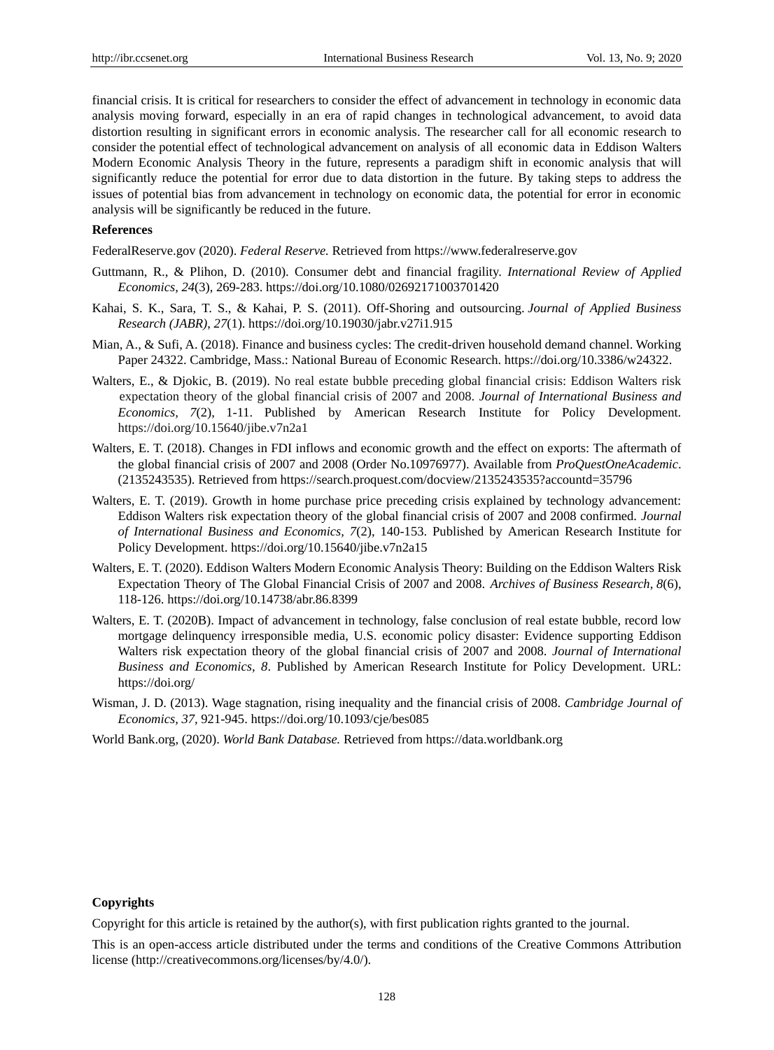financial crisis. It is critical for researchers to consider the effect of advancement in technology in economic data analysis moving forward, especially in an era of rapid changes in technological advancement, to avoid data distortion resulting in significant errors in economic analysis. The researcher call for all economic research to consider the potential effect of technological advancement on analysis of all economic data in Eddison Walters Modern Economic Analysis Theory in the future, represents a paradigm shift in economic analysis that will significantly reduce the potential for error due to data distortion in the future. By taking steps to address the issues of potential bias from advancement in technology on economic data, the potential for error in economic analysis will be significantly be reduced in the future.

**References**

FederalReserve.gov (2020). *Federal Reserve.* Retrieved from https://www.federalreserve.gov

Guttmann, R., & Plihon, D. (2010). Consumer debt and financial fragility. *International Review of Applied Economics, 24*(3), 269-283. https://doi.org/10.1080/02692171003701420

Kahai, S. K., Sara, T. S., & Kahai, P. S. (2011). Off-Shoring and outsourcing. *Journal of Applied Business Research (JABR), 27*(1). https://doi.org/10.19030/jabr.v27i1.915

Mian, A., & Sufi, A. (2018). Finance and business cycles: The credit-driven household demand channel. Working Paper 24322. Cambridge, Mass.: National Bureau of Economic Research. https://doi.org/10.3386/w24322.

Walters, E., & Djokic, B. (2019). No real estate bubble preceding global financial crisis: Eddison Walters risk expectation theory of the global financial crisis of 2007 and 2008. *Journal of International Business and Economics, 7*(2), 1-11. Published by American Research Institute for Policy Development. https://doi.org/10.15640/jibe.v7n2a1

Walters, E. T. (2018). Changes in FDI inflows and economic growth and the effect on exports: The aftermath of the global financial crisis of 2007 and 2008 (Order No.10976977). Available from *ProQuestOneAcademic*. (2135243535). Retrieved from https://search.proquest.com/docview/2135243535?accountd=35796

Walters, E. T. (2019). Growth in home purchase price preceding crisis explained by technology advancement: Eddison Walters risk expectation theory of the global financial crisis of 2007 and 2008 confirmed. *Journal of International Business and Economics, 7*(2), 140-153. Published by American Research Institute for Policy Development. https://doi.org/10.15640/jibe.v7n2a15

Walters, E. T. (2020). Eddison Walters Modern Economic Analysis Theory: Building on the Eddison Walters Risk Expectation Theory of The Global Financial Crisis of 2007 and 2008. *Archives of Business Research, 8*(6), 118-126. https://doi.org/10.14738/abr.86.8399

Walters, E. T. (2020B). Impact of advancement in technology, false conclusion of real estate bubble, record low mortgage delinquency irresponsible media, U.S. economic policy disaster: Evidence supporting Eddison Walters risk expectation theory of the global financial crisis of 2007 and 2008. *Journal of International Business and Economics, 8*. Published by American Research Institute for Policy Development. URL: https://doi.org/

Wisman, J. D. (2013). Wage stagnation, rising inequality and the financial crisis of 2008. *Cambridge Journal of Economics, 37*, 921-945. https://doi.org/10.1093/cje/bes085

World Bank.org, (2020). *World Bank Database.* Retrieved from https://data.worldbank.org

**Copyrights**

Copyright for this article is retained by the author(s), with first publication rights granted to the journal.

This is an open-access article distributed under the terms and conditions of the Creative Commons Attribution license (http://creativecommons.org/licenses/by/4.0/).